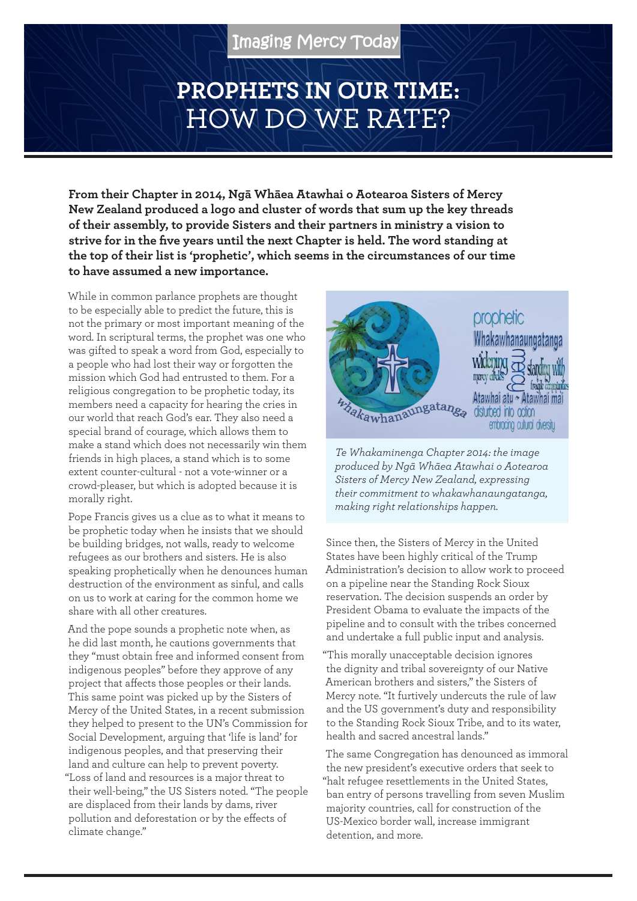Imaging Mercy Today

# PROPHETS IN OUR TIME: HOW DO WE RATE?

**From their Chapter in 2014, Ngā Whāea Atawhai o Aotearoa Sisters of Mercy New Zealand produced a logo and cluster of words that sum up the key threads of their assembly, to provide Sisters and their partners in ministry a vision to strive for in the five years until the next Chapter is held. The word standing at the top of their list is 'prophetic', which seems in the circumstances of our time to have assumed a new importance.**

While in common parlance prophets are thought to be especially able to predict the future, this is not the primary or most important meaning of the word. In scriptural terms, the prophet was one who was gifted to speak a word from God, especially to a people who had lost their way or forgotten the mission which God had entrusted to them. For a religious congregation to be prophetic today, its members need a capacity for hearing the cries in our world that reach God's ear. They also need a special brand of courage, which allows them to make a stand which does not necessarily win them friends in high places, a stand which is to some extent counter-cultural - not a vote-winner or a crowd-pleaser, but which is adopted because it is morally right.

Pope Francis gives us a clue as to what it means to be prophetic today when he insists that we should be building bridges, not walls, ready to welcome refugees as our brothers and sisters. He is also speaking prophetically when he denounces human destruction of the environment as sinful, and calls on us to work at caring for the common home we share with all other creatures.

And the pope sounds a prophetic note when, as he did last month, he cautions governments that they "must obtain free and informed consent from indigenous peoples" before they approve of any project that affects those peoples or their lands. This same point was picked up by the Sisters of Mercy of the United States, in a recent submission they helped to present to the UN's Commission for Social Development, arguing that 'life is land' for indigenous peoples, and that preserving their land and culture can help to prevent poverty. "Loss of land and resources is a major threat to their well-being," the US Sisters noted. "The people are displaced from their lands by dams, river pollution and deforestation or by the effects of climate change."

*Te Whakaminenga Chapter 2014: the image produced by Ngā Whāea Atawhai o Aotearoa Sisters of Mercy New Zealand, expressing their commitment to whakawhanaungatanga, making right relationships happen.*

Since then, the Sisters of Mercy in the United States have been highly critical of the Trump Administration's decision to allow work to proceed on a pipeline near the Standing Rock Sioux reservation. The decision suspends an order by President Obama to evaluate the impacts of the pipeline and to consult with the tribes concerned and undertake a full public input and analysis.

"This morally unacceptable decision ignores the dignity and tribal sovereignty of our Native American brothers and sisters," the Sisters of Mercy note. "It furtively undercuts the rule of law and the US government's duty and responsibility to the Standing Rock Sioux Tribe, and to its water, health and sacred ancestral lands."

The same Congregation has denounced as immoral the new president's executive orders that seek to "halt refugee resettlements in the United States, ban entry of persons travelling from seven Muslim majority countries, call for construction of the US-Mexico border wall, increase immigrant detention, and more.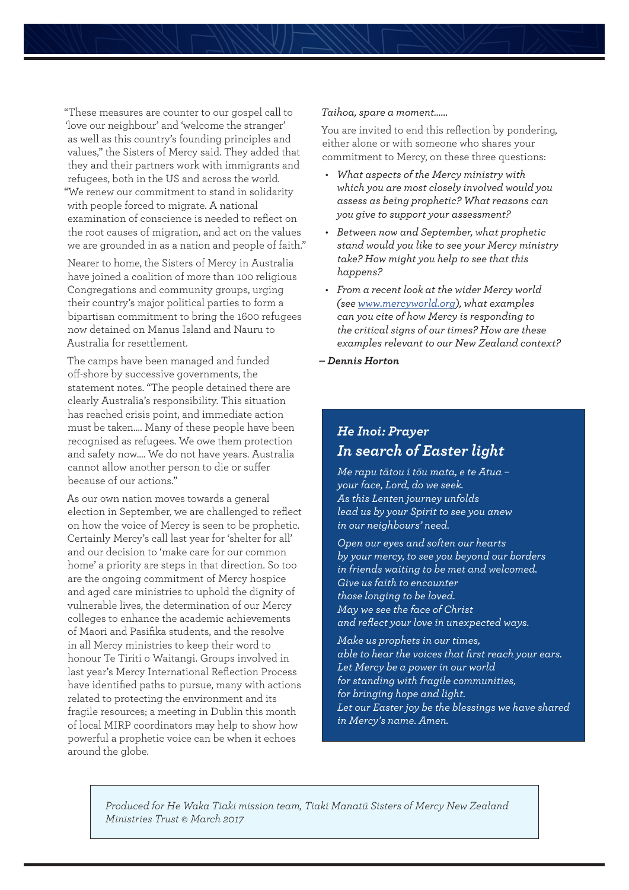"These measures are counter to our gospel call to 'love our neighbour' and 'welcome the stranger' as well as this country's founding principles and values," the Sisters of Mercy said. They added that they and their partners work with immigrants and refugees, both in the US and across the world. "We renew our commitment to stand in solidarity with people forced to migrate. A national examination of conscience is needed to reflect on the root causes of migration, and act on the values we are grounded in as a nation and people of faith."

Nearer to home, the Sisters of Mercy in Australia have joined a coalition of more than 100 religious Congregations and community groups, urging their country's major political parties to form a bipartisan commitment to bring the 1600 refugees now detained on Manus Island and Nauru to Australia for resettlement.

The camps have been managed and funded off-shore by successive governments, the statement notes. "The people detained there are clearly Australia's responsibility. This situation has reached crisis point, and immediate action must be taken.... Many of these people have been recognised as refugees. We owe them protection and safety now.... We do not have years. Australia cannot allow another person to die or suffer because of our actions."

As our own nation moves towards a general election in September, we are challenged to reflect on how the voice of Mercy is seen to be prophetic. Certainly Mercy's call last year for 'shelter for all' and our decision to 'make care for our common home' a priority are steps in that direction. So too are the ongoing commitment of Mercy hospice and aged care ministries to uphold the dignity of vulnerable lives, the determination of our Mercy colleges to enhance the academic achievements of Maori and Pasifika students, and the resolve in all Mercy ministries to keep their word to honour Te Tiriti o Waitangi. Groups involved in last year's Mercy International Reflection Process have identified paths to pursue, many with actions related to protecting the environment and its fragile resources; a meeting in Dublin this month of local MIRP coordinators may help to show how powerful a prophetic voice can be when it echoes around the globe.

*Taihoa, spare a moment……*

You are invited to end this reflection by pondering, either alone or with someone who shares your commitment to Mercy, on these three questions:

- *What aspects of the Mercy ministry with which you are most closely involved would you assess as being prophetic? What reasons can you give to support your assessment?*
- *Between now and September, what prophetic stand would you like to see your Mercy ministry take? How might you help to see that this happens?*
- *From a recent look at the wider Mercy world (see www.mercyworld.org), what examples can you cite of how Mercy is responding to the critical signs of our times? How are these examples relevant to our New Zealand context?*

***– Dennis Horton***

### *He Inoi: Prayer*
## *In search of Easter light*

*Me rapu tātou i tōu mata, e te Ātua –*
*your face, Lord, do we seek.*
*As this Lenten journey unfolds*
*lead us by your Spirit to see you anew*
*in our neighbours' need.*

*Open our eyes and soften our hearts*
*by your mercy, to see you beyond our borders*
*in friends waiting to be met and welcomed.*
*Give us faith to encounter*
*those longing to be loved.*
*May we see the face of Christ*
*and reflect your love in unexpected ways.*

*Make us prophets in our times,*
*able to hear the voices that first reach your ears.*
*Let Mercy be a power in our world*
*for standing with fragile communities,*
*for bringing hope and light.*
*Let our Easter joy be the blessings we have shared*
*in Mercy's name. Amen.*

*Produced for He Waka Tiaki mission team, Tiaki Manatū Sisters of Mercy New Zealand Ministries Trust © March 2017*